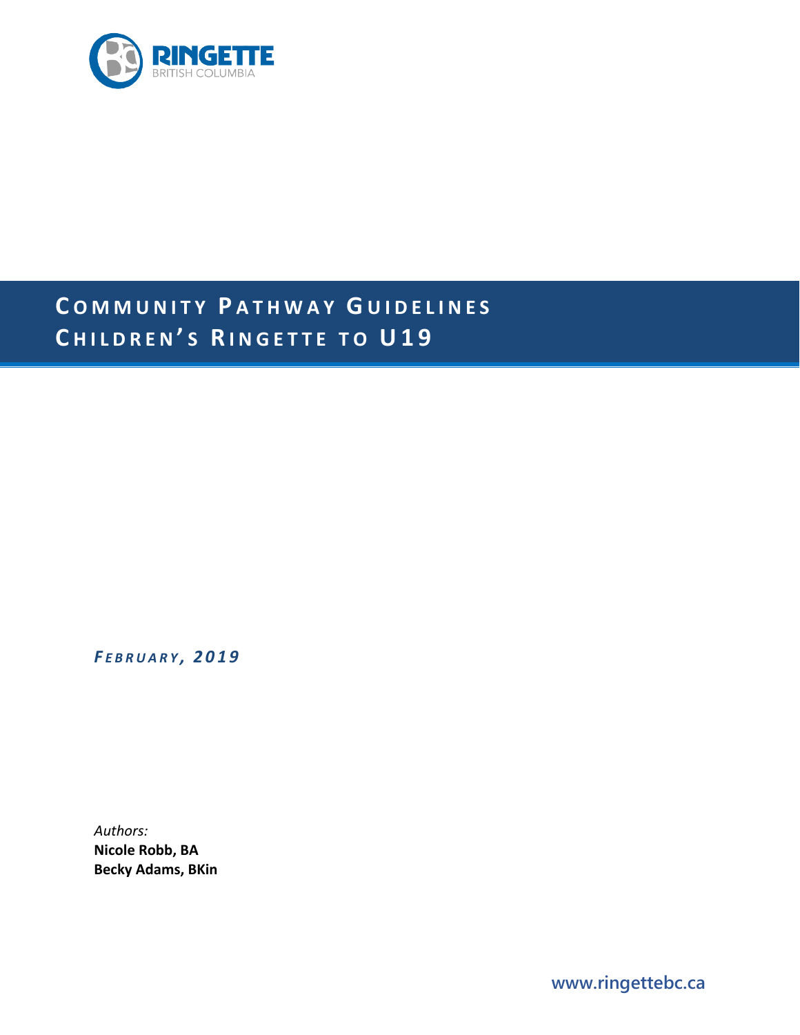RINGETTE
BRITISH COLUMBIA

# Community Pathway Guidelines
# Children's Ringette to U19

*February, 2019*

*Authors:*
**Nicole Robb, BA**
**Becky Adams, BKin**

www.ringettebc.ca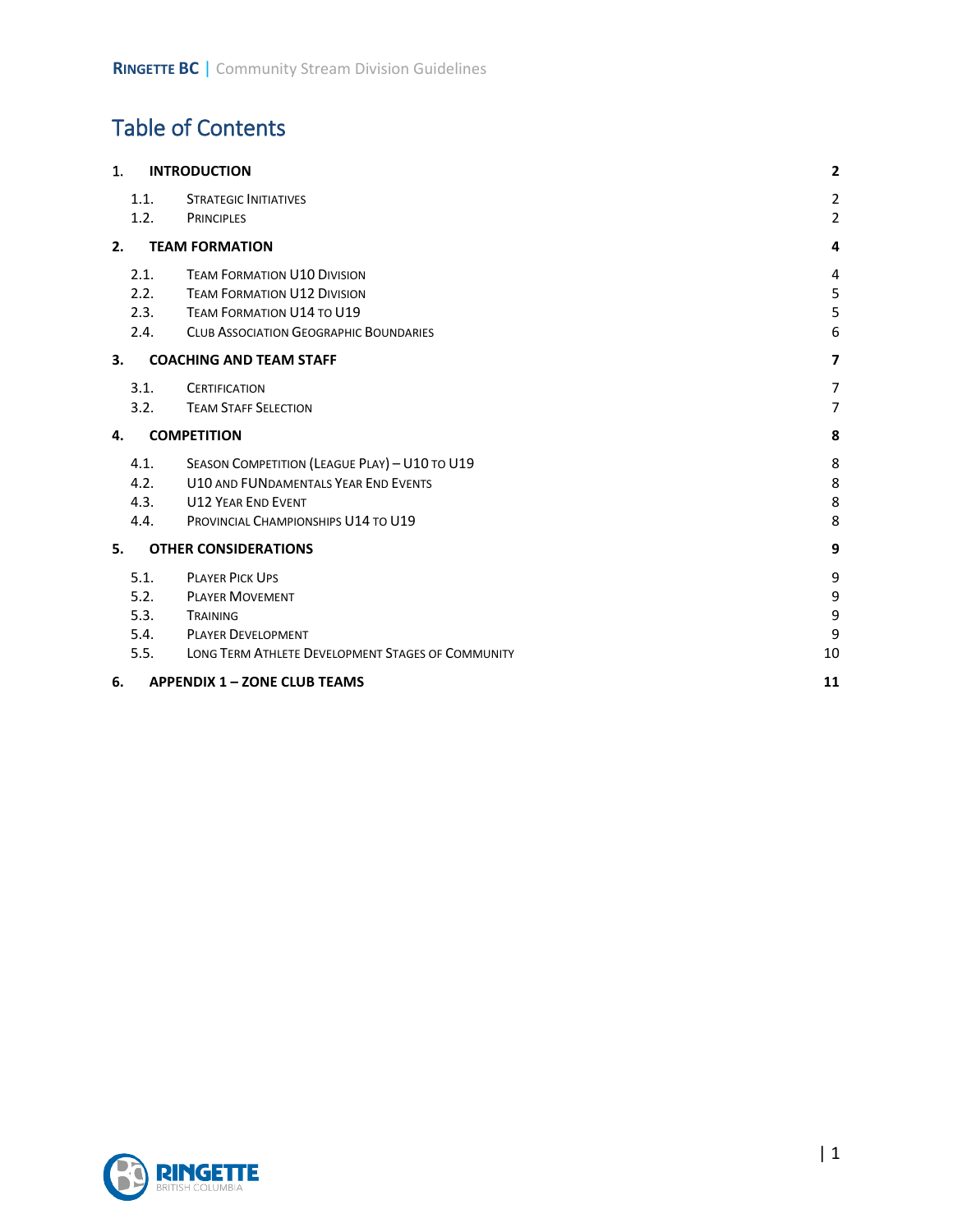# Table of Contents

| | | |
|---|---|---|
| **1.** | **INTRODUCTION** | **2** |
| 1.1. | STRATEGIC INITIATIVES | 2 |
| 1.2. | PRINCIPLES | 2 |
| **2.** | **TEAM FORMATION** | **4** |
| 2.1. | TEAM FORMATION U10 DIVISION | 4 |
| 2.2. | TEAM FORMATION U12 DIVISION | 5 |
| 2.3. | TEAM FORMATION U14 TO U19 | 5 |
| 2.4. | CLUB ASSOCIATION GEOGRAPHIC BOUNDARIES | 6 |
| **3.** | **COACHING AND TEAM STAFF** | **7** |
| 3.1. | CERTIFICATION | 7 |
| 3.2. | TEAM STAFF SELECTION | 7 |
| **4.** | **COMPETITION** | **8** |
| 4.1. | SEASON COMPETITION (LEAGUE PLAY) – U10 TO U19 | 8 |
| 4.2. | U10 AND FUNDAMENTALS YEAR END EVENTS | 8 |
| 4.3. | U12 YEAR END EVENT | 8 |
| 4.4. | PROVINCIAL CHAMPIONSHIPS U14 TO U19 | 8 |
| **5.** | **OTHER CONSIDERATIONS** | **9** |
| 5.1. | PLAYER PICK UPS | 9 |
| 5.2. | PLAYER MOVEMENT | 9 |
| 5.3. | TRAINING | 9 |
| 5.4. | PLAYER DEVELOPMENT | 9 |
| 5.5. | LONG TERM ATHLETE DEVELOPMENT STAGES OF COMMUNITY | 10 |
| **6.** | **APPENDIX 1 – ZONE CLUB TEAMS** | **11** |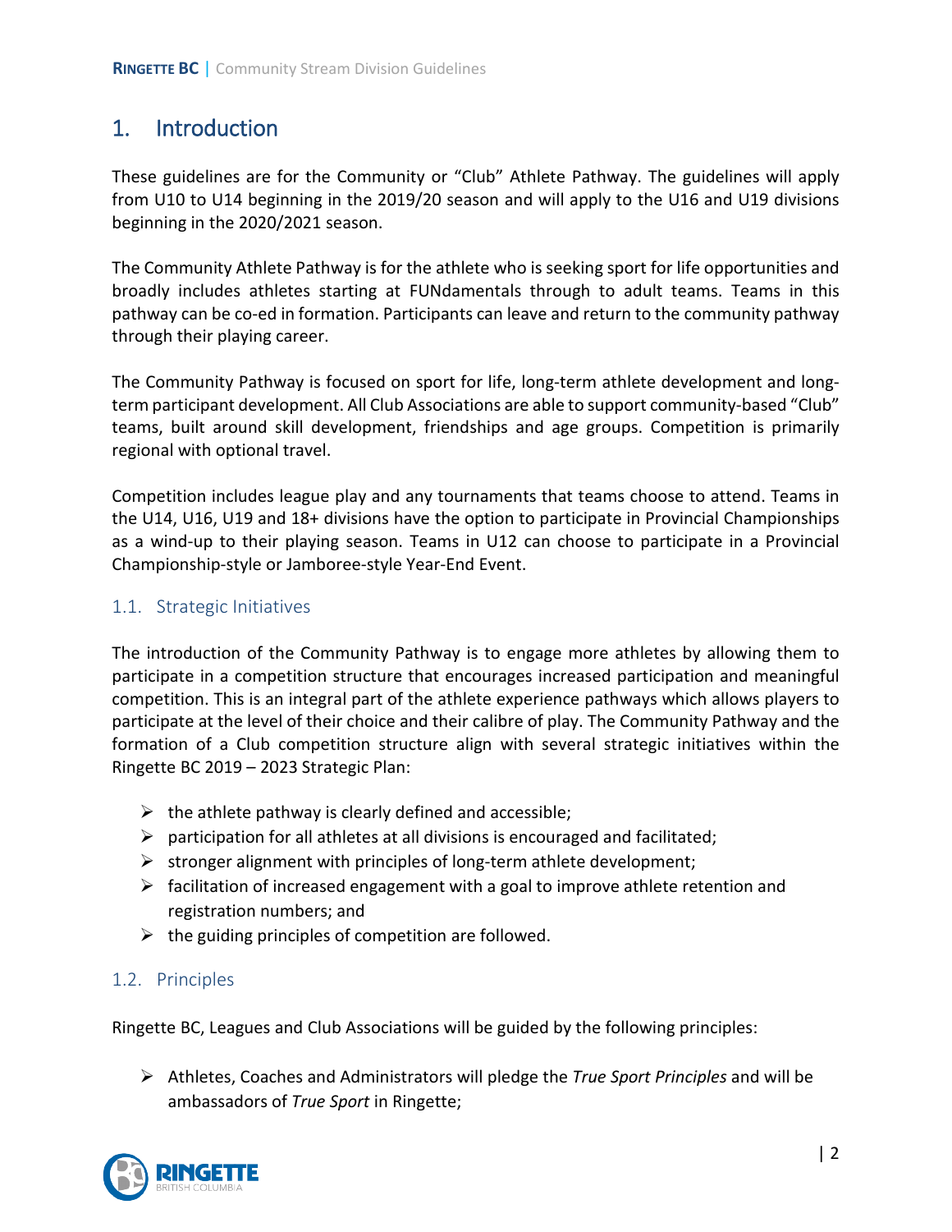# 1. Introduction

These guidelines are for the Community or "Club" Athlete Pathway. The guidelines will apply from U10 to U14 beginning in the 2019/20 season and will apply to the U16 and U19 divisions beginning in the 2020/2021 season.

The Community Athlete Pathway is for the athlete who is seeking sport for life opportunities and broadly includes athletes starting at FUNdamentals through to adult teams. Teams in this pathway can be co-ed in formation. Participants can leave and return to the community pathway through their playing career.

The Community Pathway is focused on sport for life, long-term athlete development and long-term participant development. All Club Associations are able to support community-based "Club" teams, built around skill development, friendships and age groups. Competition is primarily regional with optional travel.

Competition includes league play and any tournaments that teams choose to attend. Teams in the U14, U16, U19 and 18+ divisions have the option to participate in Provincial Championships as a wind-up to their playing season. Teams in U12 can choose to participate in a Provincial Championship-style or Jamboree-style Year-End Event.

## 1.1. Strategic Initiatives

The introduction of the Community Pathway is to engage more athletes by allowing them to participate in a competition structure that encourages increased participation and meaningful competition. This is an integral part of the athlete experience pathways which allows players to participate at the level of their choice and their calibre of play. The Community Pathway and the formation of a Club competition structure align with several strategic initiatives within the Ringette BC 2019 – 2023 Strategic Plan:

- the athlete pathway is clearly defined and accessible;
- participation for all athletes at all divisions is encouraged and facilitated;
- stronger alignment with principles of long-term athlete development;
- facilitation of increased engagement with a goal to improve athlete retention and registration numbers; and
- the guiding principles of competition are followed.

## 1.2. Principles

Ringette BC, Leagues and Club Associations will be guided by the following principles:

- Athletes, Coaches and Administrators will pledge the *True Sport Principles* and will be ambassadors of *True Sport* in Ringette;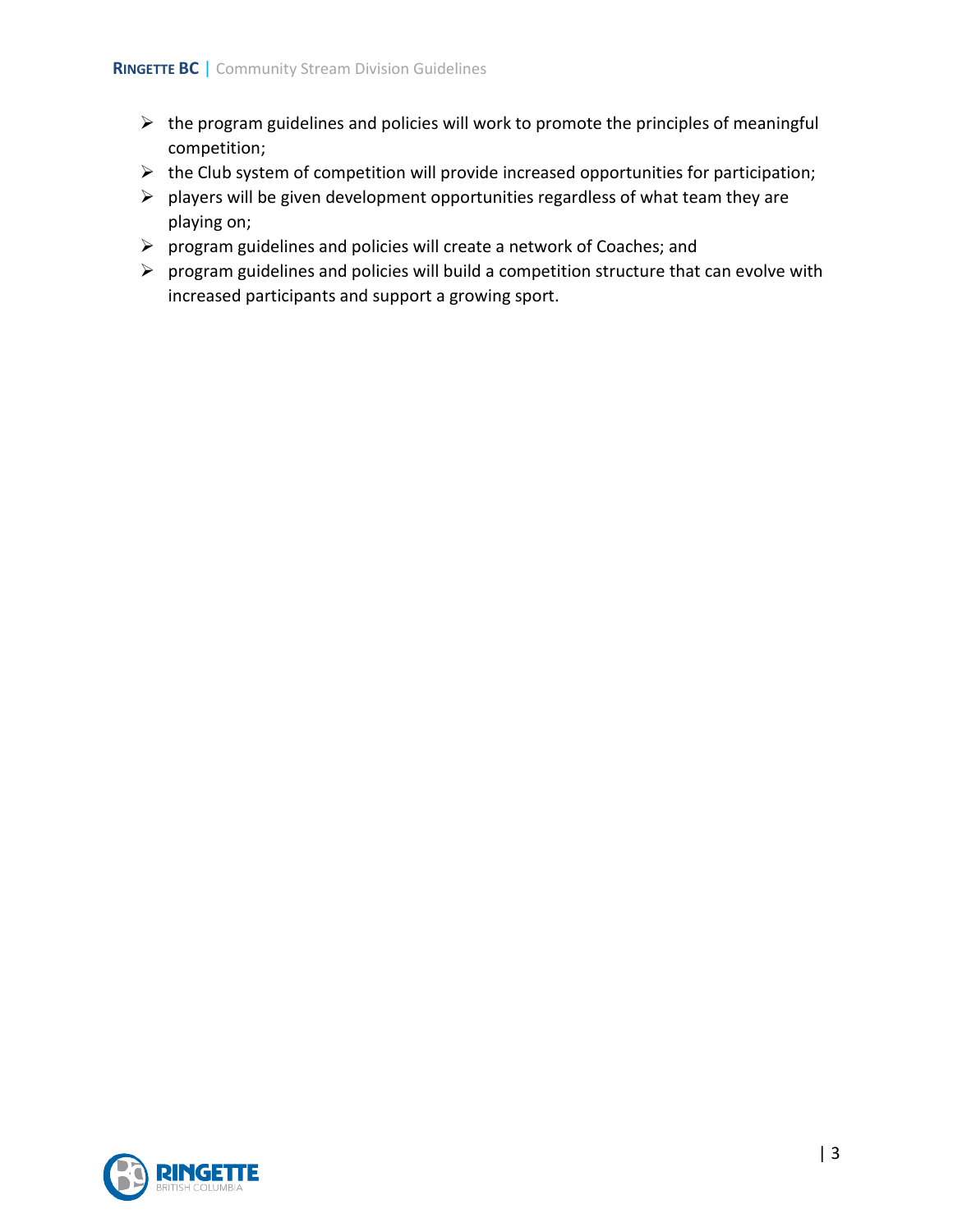- the program guidelines and policies will work to promote the principles of meaningful competition;
- the Club system of competition will provide increased opportunities for participation;
- players will be given development opportunities regardless of what team they are playing on;
- program guidelines and policies will create a network of Coaches; and
- program guidelines and policies will build a competition structure that can evolve with increased participants and support a growing sport.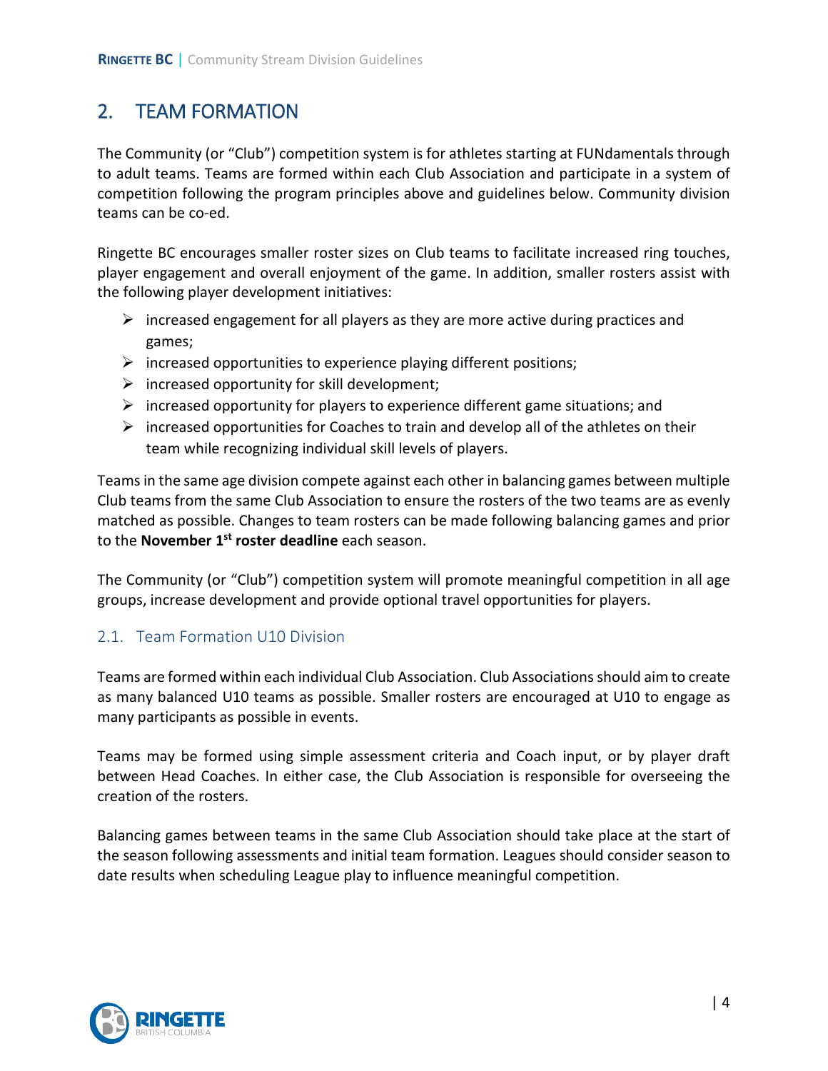## 2. TEAM FORMATION

The Community (or "Club") competition system is for athletes starting at FUNdamentals through to adult teams. Teams are formed within each Club Association and participate in a system of competition following the program principles above and guidelines below. Community division teams can be co-ed.

Ringette BC encourages smaller roster sizes on Club teams to facilitate increased ring touches, player engagement and overall enjoyment of the game. In addition, smaller rosters assist with the following player development initiatives:

- increased engagement for all players as they are more active during practices and games;
- increased opportunities to experience playing different positions;
- increased opportunity for skill development;
- increased opportunity for players to experience different game situations; and
- increased opportunities for Coaches to train and develop all of the athletes on their team while recognizing individual skill levels of players.

Teams in the same age division compete against each other in balancing games between multiple Club teams from the same Club Association to ensure the rosters of the two teams are as evenly matched as possible. Changes to team rosters can be made following balancing games and prior to the **November 1st roster deadline** each season.

The Community (or "Club") competition system will promote meaningful competition in all age groups, increase development and provide optional travel opportunities for players.

### 2.1. Team Formation U10 Division

Teams are formed within each individual Club Association. Club Associations should aim to create as many balanced U10 teams as possible. Smaller rosters are encouraged at U10 to engage as many participants as possible in events.

Teams may be formed using simple assessment criteria and Coach input, or by player draft between Head Coaches. In either case, the Club Association is responsible for overseeing the creation of the rosters.

Balancing games between teams in the same Club Association should take place at the start of the season following assessments and initial team formation. Leagues should consider season to date results when scheduling League play to influence meaningful competition.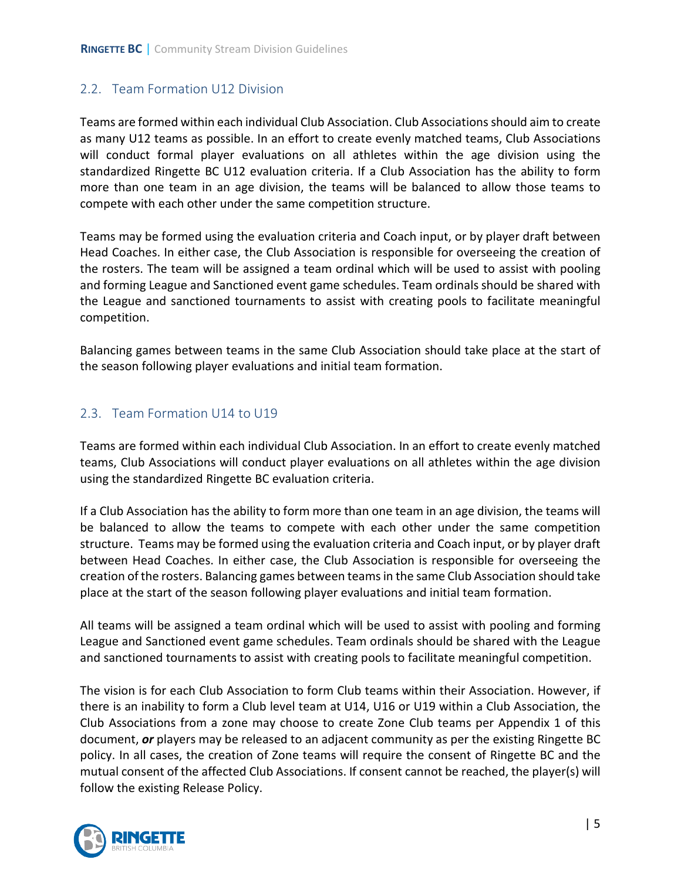## 2.2. Team Formation U12 Division

Teams are formed within each individual Club Association. Club Associations should aim to create as many U12 teams as possible. In an effort to create evenly matched teams, Club Associations will conduct formal player evaluations on all athletes within the age division using the standardized Ringette BC U12 evaluation criteria. If a Club Association has the ability to form more than one team in an age division, the teams will be balanced to allow those teams to compete with each other under the same competition structure.

Teams may be formed using the evaluation criteria and Coach input, or by player draft between Head Coaches. In either case, the Club Association is responsible for overseeing the creation of the rosters. The team will be assigned a team ordinal which will be used to assist with pooling and forming League and Sanctioned event game schedules. Team ordinals should be shared with the League and sanctioned tournaments to assist with creating pools to facilitate meaningful competition.

Balancing games between teams in the same Club Association should take place at the start of the season following player evaluations and initial team formation.

## 2.3. Team Formation U14 to U19

Teams are formed within each individual Club Association. In an effort to create evenly matched teams, Club Associations will conduct player evaluations on all athletes within the age division using the standardized Ringette BC evaluation criteria.

If a Club Association has the ability to form more than one team in an age division, the teams will be balanced to allow the teams to compete with each other under the same competition structure. Teams may be formed using the evaluation criteria and Coach input, or by player draft between Head Coaches. In either case, the Club Association is responsible for overseeing the creation of the rosters. Balancing games between teams in the same Club Association should take place at the start of the season following player evaluations and initial team formation.

All teams will be assigned a team ordinal which will be used to assist with pooling and forming League and Sanctioned event game schedules. Team ordinals should be shared with the League and sanctioned tournaments to assist with creating pools to facilitate meaningful competition.

The vision is for each Club Association to form Club teams within their Association. However, if there is an inability to form a Club level team at U14, U16 or U19 within a Club Association, the Club Associations from a zone may choose to create Zone Club teams per Appendix 1 of this document, ***or*** players may be released to an adjacent community as per the existing Ringette BC policy. In all cases, the creation of Zone teams will require the consent of Ringette BC and the mutual consent of the affected Club Associations. If consent cannot be reached, the player(s) will follow the existing Release Policy.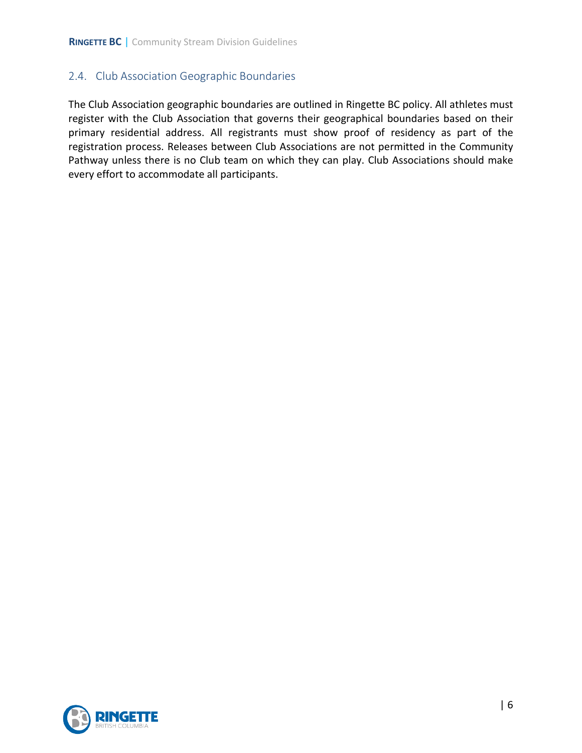## 2.4. Club Association Geographic Boundaries

The Club Association geographic boundaries are outlined in Ringette BC policy. All athletes must register with the Club Association that governs their geographical boundaries based on their primary residential address. All registrants must show proof of residency as part of the registration process. Releases between Club Associations are not permitted in the Community Pathway unless there is no Club team on which they can play. Club Associations should make every effort to accommodate all participants.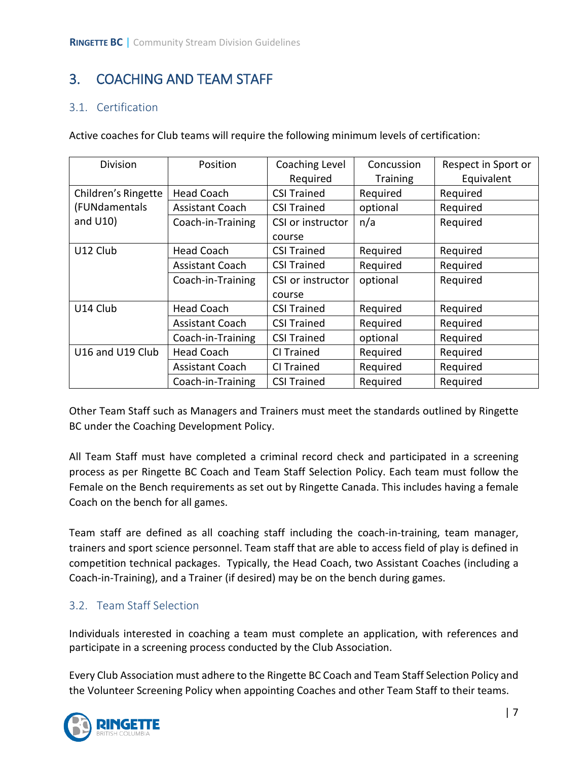# 3. COACHING AND TEAM STAFF

## 3.1. Certification

Active coaches for Club teams will require the following minimum levels of certification:

| Division | Position | Coaching Level Required | Concussion Training | Respect in Sport or Equivalent |
|---|---|---|---|---|
| Children's Ringette (FUNdamentals and U10) | Head Coach | CSI Trained | Required | Required |
| | Assistant Coach | CSI Trained | optional | Required |
| | Coach-in-Training | CSI or instructor course | n/a | Required |
| U12 Club | Head Coach | CSI Trained | Required | Required |
| | Assistant Coach | CSI Trained | Required | Required |
| | Coach-in-Training | CSI or instructor course | optional | Required |
| U14 Club | Head Coach | CSI Trained | Required | Required |
| | Assistant Coach | CSI Trained | Required | Required |
| | Coach-in-Training | CSI Trained | optional | Required |
| U16 and U19 Club | Head Coach | CI Trained | Required | Required |
| | Assistant Coach | CI Trained | Required | Required |
| | Coach-in-Training | CSI Trained | Required | Required |

Other Team Staff such as Managers and Trainers must meet the standards outlined by Ringette BC under the Coaching Development Policy.

All Team Staff must have completed a criminal record check and participated in a screening process as per Ringette BC Coach and Team Staff Selection Policy. Each team must follow the Female on the Bench requirements as set out by Ringette Canada. This includes having a female Coach on the bench for all games.

Team staff are defined as all coaching staff including the coach-in-training, team manager, trainers and sport science personnel. Team staff that are able to access field of play is defined in competition technical packages. Typically, the Head Coach, two Assistant Coaches (including a Coach-in-Training), and a Trainer (if desired) may be on the bench during games.

## 3.2. Team Staff Selection

Individuals interested in coaching a team must complete an application, with references and participate in a screening process conducted by the Club Association.

Every Club Association must adhere to the Ringette BC Coach and Team Staff Selection Policy and the Volunteer Screening Policy when appointing Coaches and other Team Staff to their teams.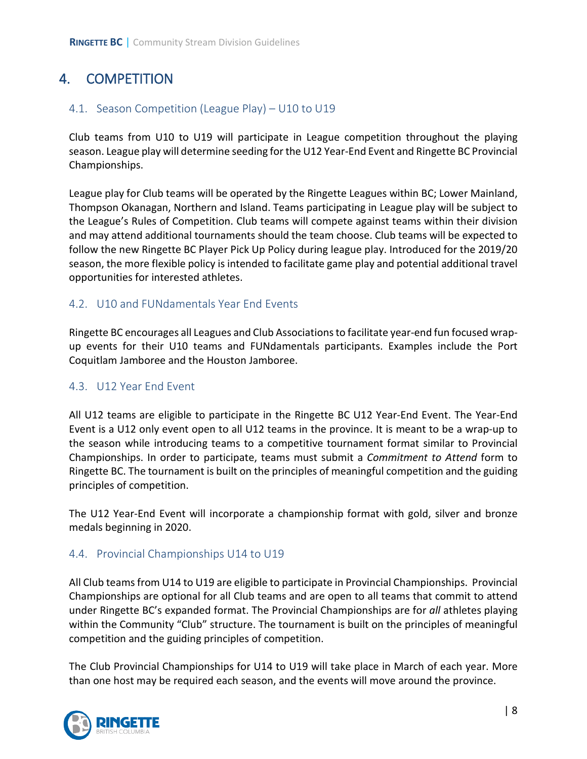# 4. COMPETITION

## 4.1. Season Competition (League Play) – U10 to U19

Club teams from U10 to U19 will participate in League competition throughout the playing season. League play will determine seeding for the U12 Year-End Event and Ringette BC Provincial Championships.

League play for Club teams will be operated by the Ringette Leagues within BC; Lower Mainland, Thompson Okanagan, Northern and Island. Teams participating in League play will be subject to the League's Rules of Competition. Club teams will compete against teams within their division and may attend additional tournaments should the team choose. Club teams will be expected to follow the new Ringette BC Player Pick Up Policy during league play. Introduced for the 2019/20 season, the more flexible policy is intended to facilitate game play and potential additional travel opportunities for interested athletes.

## 4.2. U10 and FUNdamentals Year End Events

Ringette BC encourages all Leagues and Club Associations to facilitate year-end fun focused wrap-up events for their U10 teams and FUNdamentals participants. Examples include the Port Coquitlam Jamboree and the Houston Jamboree.

## 4.3. U12 Year End Event

All U12 teams are eligible to participate in the Ringette BC U12 Year-End Event. The Year-End Event is a U12 only event open to all U12 teams in the province. It is meant to be a wrap-up to the season while introducing teams to a competitive tournament format similar to Provincial Championships. In order to participate, teams must submit a *Commitment to Attend* form to Ringette BC. The tournament is built on the principles of meaningful competition and the guiding principles of competition.

The U12 Year-End Event will incorporate a championship format with gold, silver and bronze medals beginning in 2020.

## 4.4. Provincial Championships U14 to U19

All Club teams from U14 to U19 are eligible to participate in Provincial Championships. Provincial Championships are optional for all Club teams and are open to all teams that commit to attend under Ringette BC's expanded format. The Provincial Championships are for *all* athletes playing within the Community "Club" structure. The tournament is built on the principles of meaningful competition and the guiding principles of competition.

The Club Provincial Championships for U14 to U19 will take place in March of each year. More than one host may be required each season, and the events will move around the province.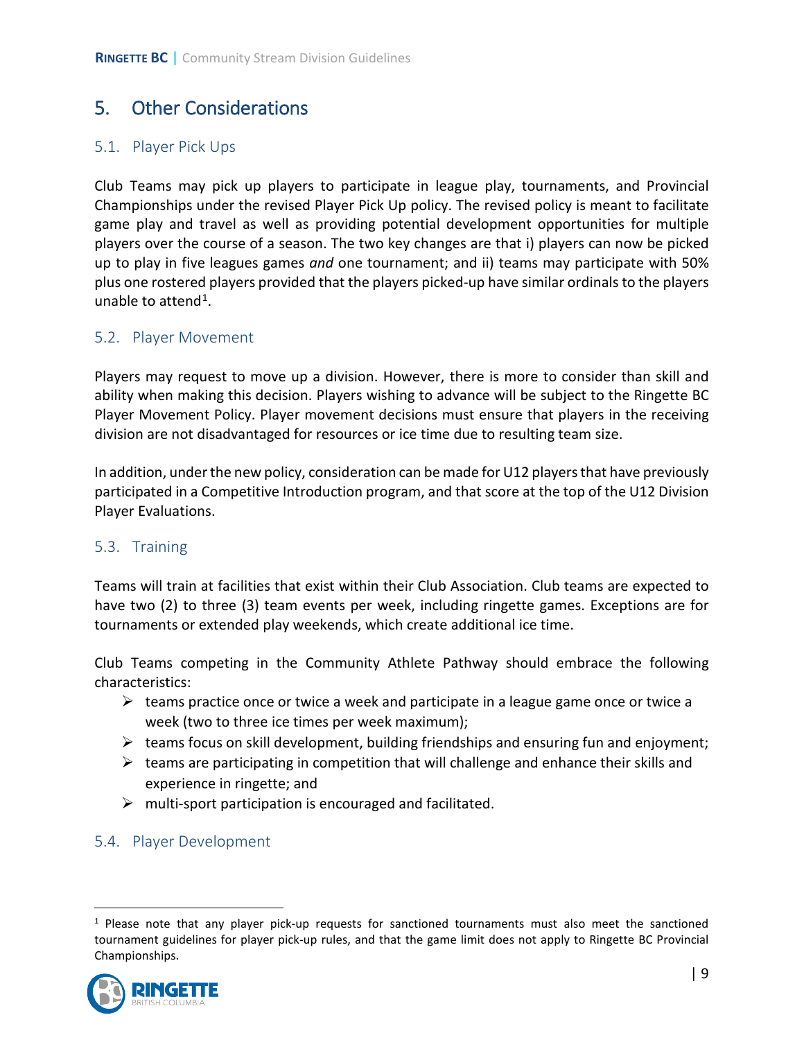# 5. Other Considerations

## 5.1. Player Pick Ups

Club Teams may pick up players to participate in league play, tournaments, and Provincial Championships under the revised Player Pick Up policy. The revised policy is meant to facilitate game play and travel as well as providing potential development opportunities for multiple players over the course of a season. The two key changes are that i) players can now be picked up to play in five leagues games *and* one tournament; and ii) teams may participate with 50% plus one rostered players provided that the players picked-up have similar ordinals to the players unable to attend[1].

## 5.2. Player Movement

Players may request to move up a division. However, there is more to consider than skill and ability when making this decision. Players wishing to advance will be subject to the Ringette BC Player Movement Policy. Player movement decisions must ensure that players in the receiving division are not disadvantaged for resources or ice time due to resulting team size.

In addition, under the new policy, consideration can be made for U12 players that have previously participated in a Competitive Introduction program, and that score at the top of the U12 Division Player Evaluations.

## 5.3. Training

Teams will train at facilities that exist within their Club Association. Club teams are expected to have two (2) to three (3) team events per week, including ringette games. Exceptions are for tournaments or extended play weekends, which create additional ice time.

Club Teams competing in the Community Athlete Pathway should embrace the following characteristics:

- teams practice once or twice a week and participate in a league game once or twice a week (two to three ice times per week maximum);
- teams focus on skill development, building friendships and ensuring fun and enjoyment;
- teams are participating in competition that will challenge and enhance their skills and experience in ringette; and
- multi-sport participation is encouraged and facilitated.

## 5.4. Player Development

[1] Please note that any player pick-up requests for sanctioned tournaments must also meet the sanctioned tournament guidelines for player pick-up rules, and that the game limit does not apply to Ringette BC Provincial Championships.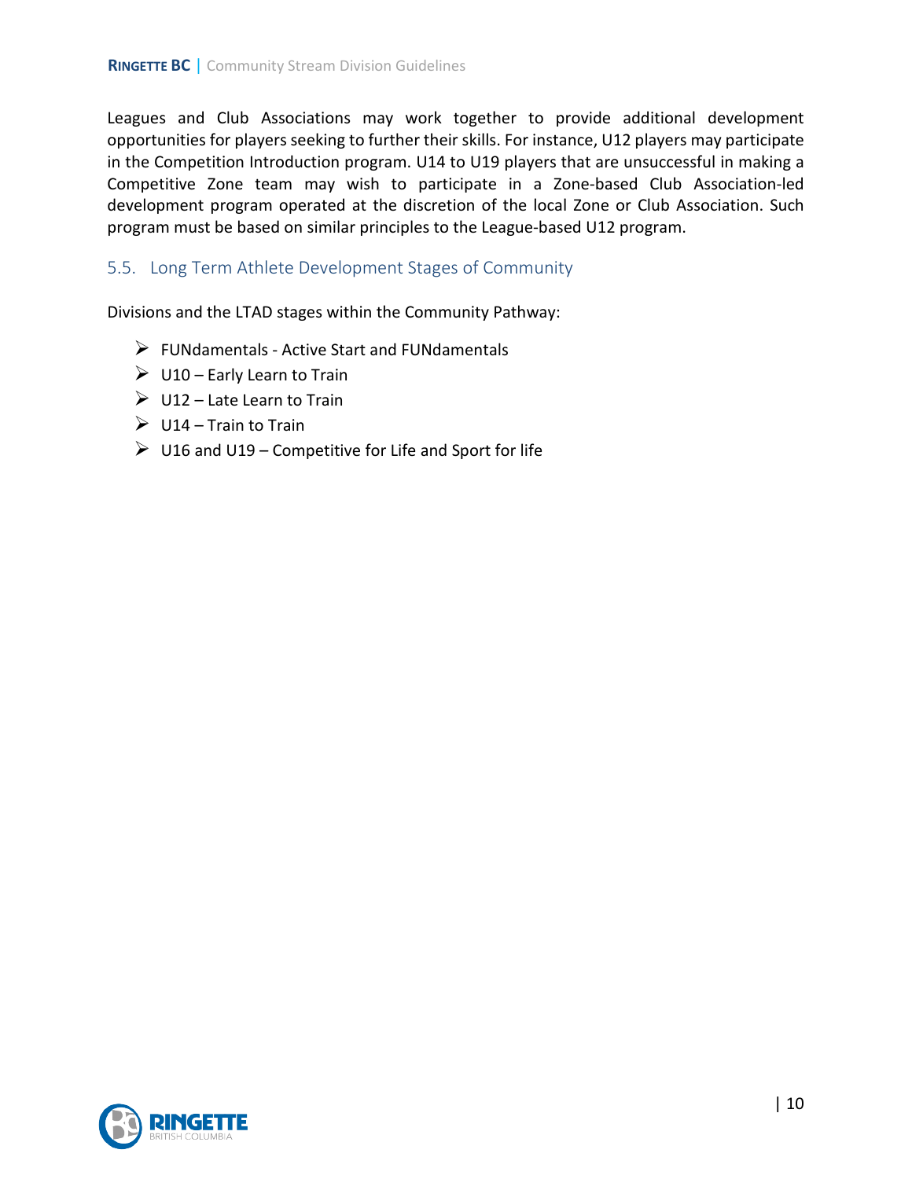Leagues and Club Associations may work together to provide additional development opportunities for players seeking to further their skills. For instance, U12 players may participate in the Competition Introduction program. U14 to U19 players that are unsuccessful in making a Competitive Zone team may wish to participate in a Zone-based Club Association-led development program operated at the discretion of the local Zone or Club Association. Such program must be based on similar principles to the League-based U12 program.

## 5.5. Long Term Athlete Development Stages of Community

Divisions and the LTAD stages within the Community Pathway:

- FUNdamentals - Active Start and FUNdamentals
- U10 – Early Learn to Train
- U12 – Late Learn to Train
- U14 – Train to Train
- U16 and U19 – Competitive for Life and Sport for life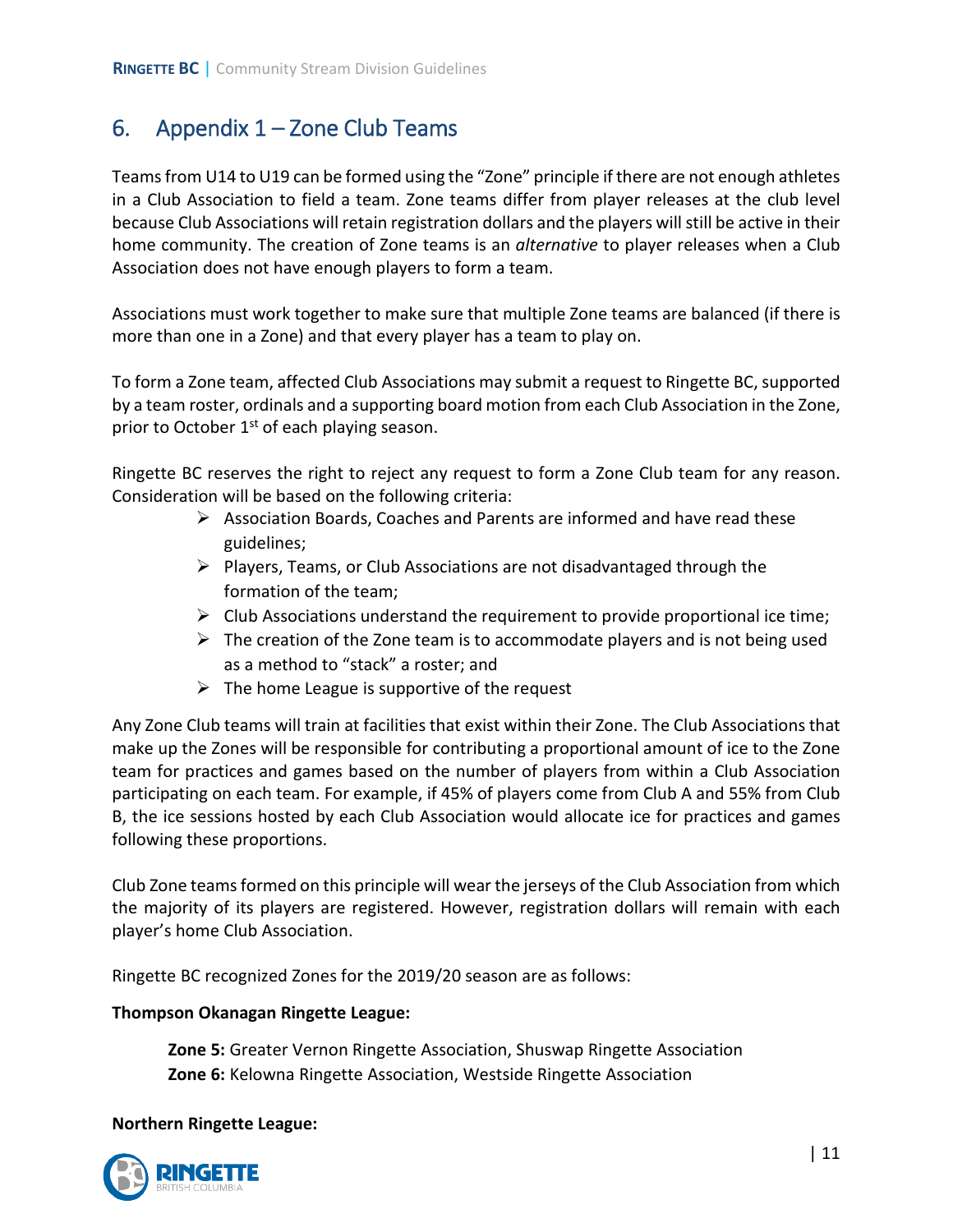## 6. Appendix 1 – Zone Club Teams

Teams from U14 to U19 can be formed using the "Zone" principle if there are not enough athletes in a Club Association to field a team. Zone teams differ from player releases at the club level because Club Associations will retain registration dollars and the players will still be active in their home community. The creation of Zone teams is an *alternative* to player releases when a Club Association does not have enough players to form a team.

Associations must work together to make sure that multiple Zone teams are balanced (if there is more than one in a Zone) and that every player has a team to play on.

To form a Zone team, affected Club Associations may submit a request to Ringette BC, supported by a team roster, ordinals and a supporting board motion from each Club Association in the Zone, prior to October 1st of each playing season.

Ringette BC reserves the right to reject any request to form a Zone Club team for any reason. Consideration will be based on the following criteria:

- Association Boards, Coaches and Parents are informed and have read these guidelines;
- Players, Teams, or Club Associations are not disadvantaged through the formation of the team;
- Club Associations understand the requirement to provide proportional ice time;
- The creation of the Zone team is to accommodate players and is not being used as a method to "stack" a roster; and
- The home League is supportive of the request

Any Zone Club teams will train at facilities that exist within their Zone. The Club Associations that make up the Zones will be responsible for contributing a proportional amount of ice to the Zone team for practices and games based on the number of players from within a Club Association participating on each team. For example, if 45% of players come from Club A and 55% from Club B, the ice sessions hosted by each Club Association would allocate ice for practices and games following these proportions.

Club Zone teams formed on this principle will wear the jerseys of the Club Association from which the majority of its players are registered. However, registration dollars will remain with each player's home Club Association.

Ringette BC recognized Zones for the 2019/20 season are as follows:

**Thompson Okanagan Ringette League:**

**Zone 5:** Greater Vernon Ringette Association, Shuswap Ringette Association
**Zone 6:** Kelowna Ringette Association, Westside Ringette Association

**Northern Ringette League:**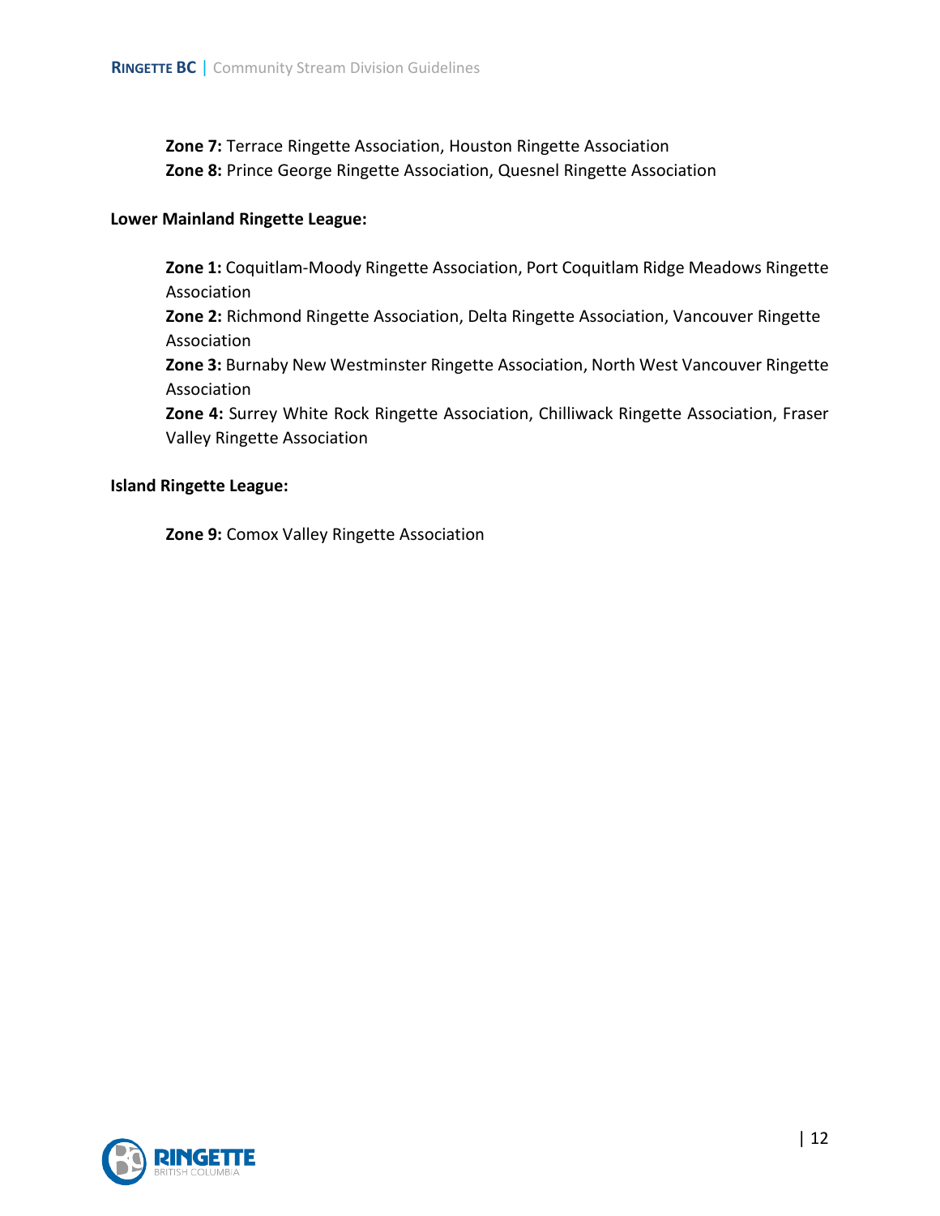**Zone 7:** Terrace Ringette Association, Houston Ringette Association
**Zone 8:** Prince George Ringette Association, Quesnel Ringette Association

**Lower Mainland Ringette League:**

**Zone 1:** Coquitlam-Moody Ringette Association, Port Coquitlam Ridge Meadows Ringette Association
**Zone 2:** Richmond Ringette Association, Delta Ringette Association, Vancouver Ringette Association
**Zone 3:** Burnaby New Westminster Ringette Association, North West Vancouver Ringette Association
**Zone 4:** Surrey White Rock Ringette Association, Chilliwack Ringette Association, Fraser Valley Ringette Association

**Island Ringette League:**

**Zone 9:** Comox Valley Ringette Association